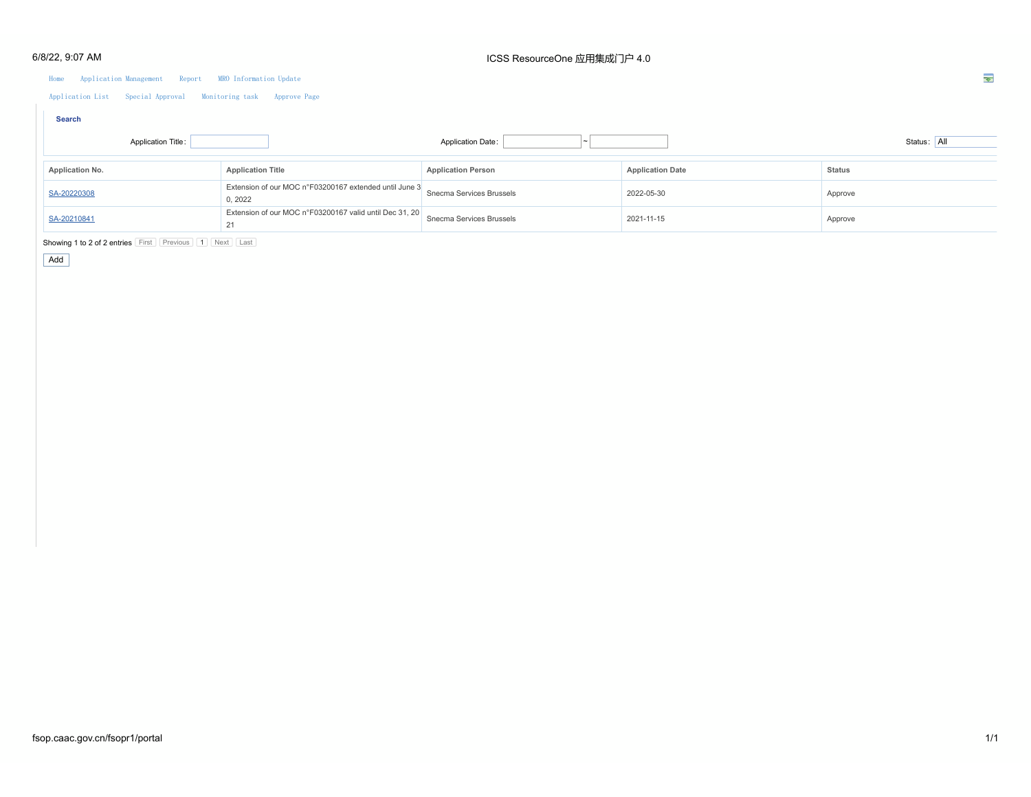Home Application Management Report MRO Information Update

Application List Special Approval Monitoring task Approve Page

**Search**

Application Title:  Application Date: ~  Status: All

| Application No. | Application Title | Application Person | Application Date | Status |
|---|---|---|---|---|
| SA-20220308 | Extension of our MOC n°F03200167 extended until June 30, 2022 | Snecma Services Brussels | 2022-05-30 | Approve |
| SA-20210841 | Extension of our MOC n°F03200167 valid until Dec 31, 2021 | Snecma Services Brussels | 2021-11-15 | Approve |

Showing 1 to 2 of 2 entries First Previous 1 Next Last

Add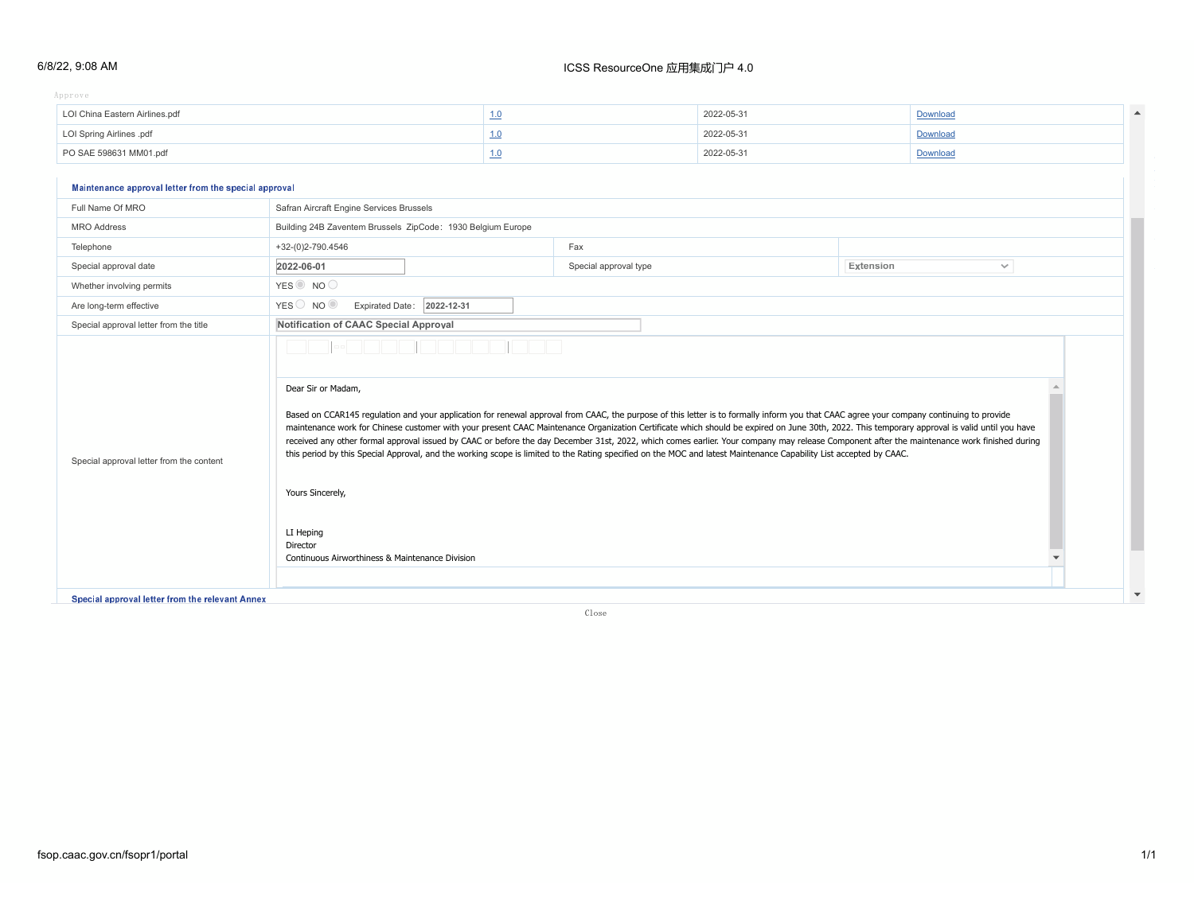Approve

| LOI China Eastern Airlines.pdf | 1.0 | 2022-05-31 | Download |
|---|---|---|---|
| LOI Spring Airlines .pdf | 1.0 | 2022-05-31 | Download |
| PO SAE 598631 MM01.pdf | 1.0 | 2022-05-31 | Download |

**Maintenance approval letter from the special approval**

| Full Name Of MRO | Safran Aircraft Engine Services Brussels | | |
|---|---|---|---|
| MRO Address | Building 24B Zaventem Brussels ZipCode：1930 Belgium Europe | | |
| Telephone | +32-(0)2-790.4546 | Fax | |
| Special approval date | 2022-06-01 | Special approval type | Extension |
| Whether involving permits | YES ◉ NO ○ | | |
| Are long-term effective | YES ○ NO ◉ Expirated Date：2022-12-31 | | |
| Special approval letter from the title | Notification of CAAC Special Approval | | |

Special approval letter from the content

Dear Sir or Madam,

Based on CCAR145 regulation and your application for renewal approval from CAAC, the purpose of this letter is to formally inform you that CAAC agree your company continuing to provide maintenance work for Chinese customer with your present CAAC Maintenance Organization Certificate which should be expired on June 30th, 2022. This temporary approval is valid until you have received any other formal approval issued by CAAC or before the day December 31st, 2022, which comes earlier. Your company may release Component after the maintenance work finished during this period by this Special Approval, and the working scope is limited to the Rating specified on the MOC and latest Maintenance Capability List accepted by CAAC.

Yours Sincerely,

LI Heping
Director
Continuous Airworthiness & Maintenance Division

**Special approval letter from the relevant Annex**

Close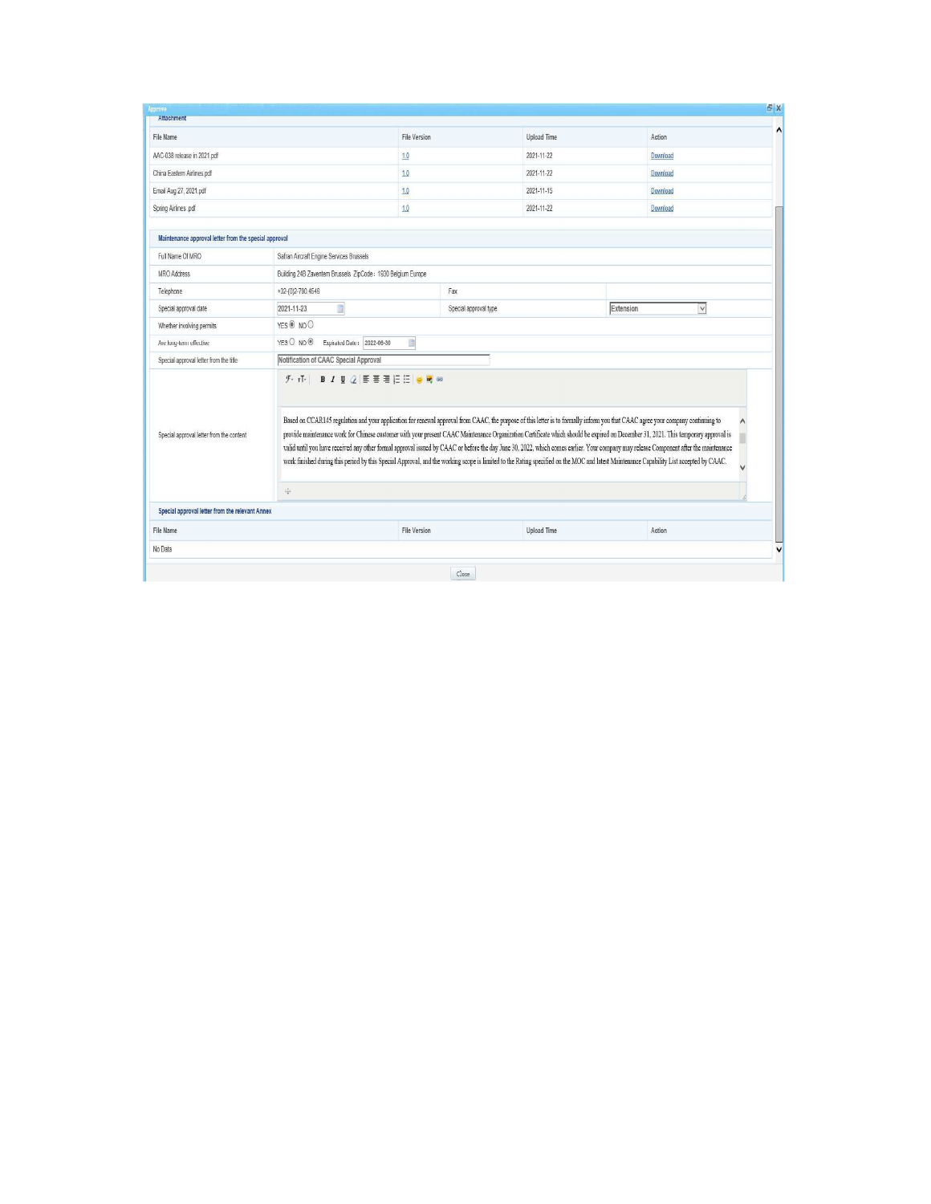Approve

Attachment

| File Name | File Version | Upload Time | Action |
| --- | --- | --- | --- |
| AAC-038 release in 2021.pdf | 1.0 | 2021-11-22 | Download |
| China Eastern Airlines.pdf | 1.0 | 2021-11-22 | Download |
| Email Aug 27, 2021.pdf | 1.0 | 2021-11-15 | Download |
| Spring Airlines .pdf | 1.0 | 2021-11-22 | Download |

**Maintenance approval letter from the special approval**

| | | | |
| --- | --- | --- | --- |
| Full Name Of MRO | Safran Aircraft Engine Services Brussels | | |
| MRO Address | Building 249 Zaventem Brussels ZipCode：1930 Belgium Europe | | |
| Telephone | +32-(0)2-790.4546 | Fax | |
| Special approval date | 2021-11-23 | Special approval type | Extension |
| Whether involving permits | YES ◉ NO ○ | | |
| Are long-term effective | YES ○ NO ◉ Expiated Date： 2022-06-30 | | |
| Special approval letter from the title | Notification of CAAC Special Approval | | |
| Special approval letter from the content | Based on CCAR145 regulation and your application for renewal approval from CAAC, the purpose of this letter is to formally inform you that CAAC agree your company continuing to provide maintenance work for Chinese customer with your present CAAC Maintenance Organization Certificate which should be expired on December 31, 2021. This temporary approval is valid until you have received any other formal approval issued by CAAC or before the day June 30, 2022, which comes earlier. Your company may release Component after the maintenance work finished during this period by this Special Approval, and the working scope is limited to the Rating specified on the MOC and latest Maintenance Capability List accepted by CAAC. | | |

**Special approval letter from the relevant Annex**

| File Name | File Version | Upload Time | Action |
| --- | --- | --- | --- |
| No Data | | | |

Close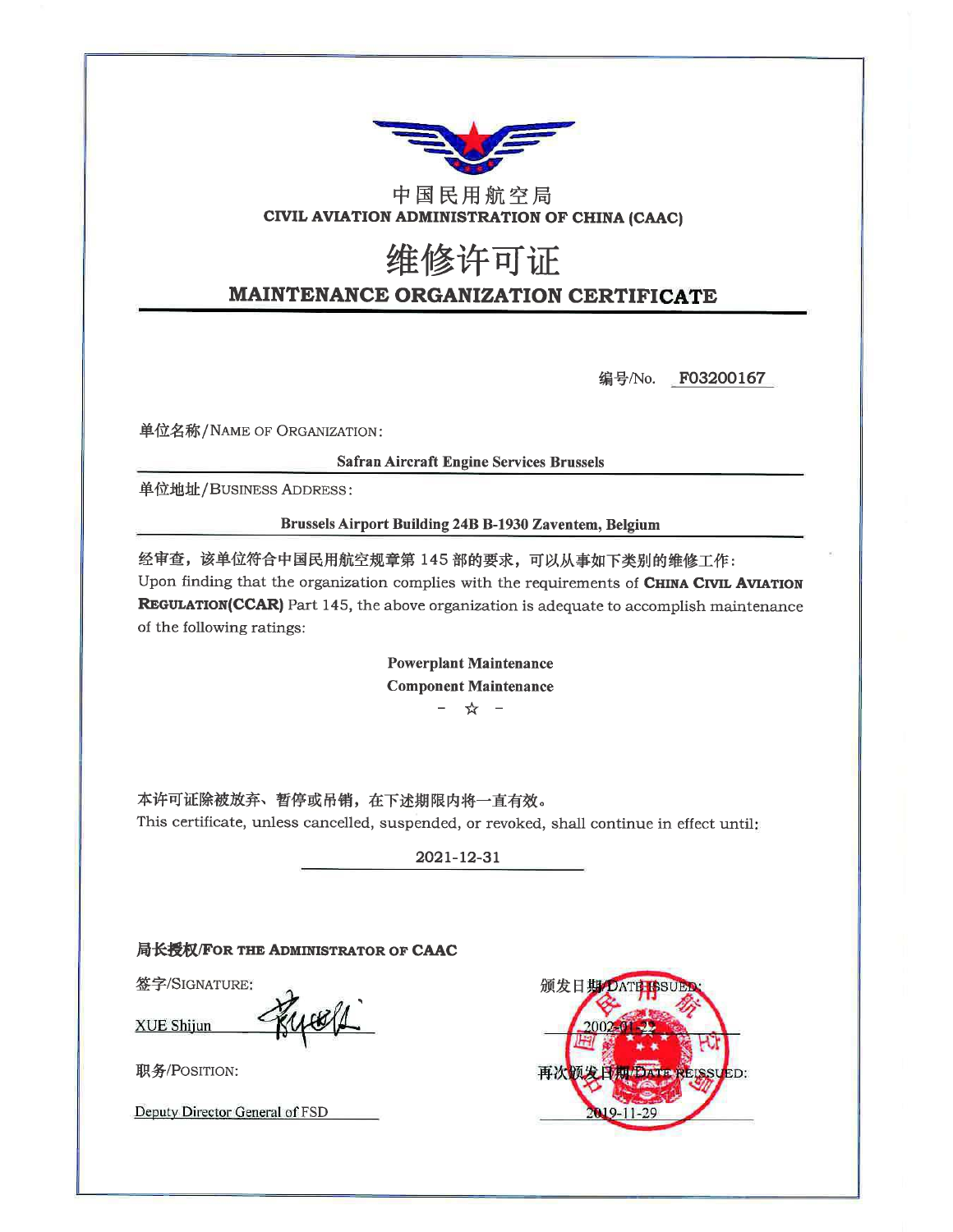中国民用航空局

**CIVIL AVIATION ADMINISTRATION OF CHINA (CAAC)**

# 维修许可证

## MAINTENANCE ORGANIZATION CERTIFICATE

编号/No. F03200167

单位名称/NAME OF ORGANIZATION:

**Safran Aircraft Engine Services Brussels**

单位地址/BUSINESS ADDRESS:

**Brussels Airport Building 24B B-1930 Zaventem, Belgium**

**经审查，该单位符合中国民用航空规章第 145 部的要求，可以从事如下类别的维修工作:**

Upon finding that the organization complies with the requirements of **CHINA CIVIL AVIATION REGULATION(CCAR)** Part 145, the above organization is adequate to accomplish maintenance of the following ratings:

**Powerplant Maintenance**

**Component Maintenance**

– ☆ –

**本许可证除被放弃、暂停或吊销，在下述期限内将一直有效。**

This certificate, unless cancelled, suspended, or revoked, shall continue in effect until:

2021-12-31

**局长授权/FOR THE ADMINISTRATOR OF CAAC**

签字/SIGNATURE:

XUE Shijun

职务/POSITION:

Deputy Director General of FSD

颁发日期/DATE ISSUED:

2002-01-22

再次颁发日期/DATE REISSUED:

2019-11-29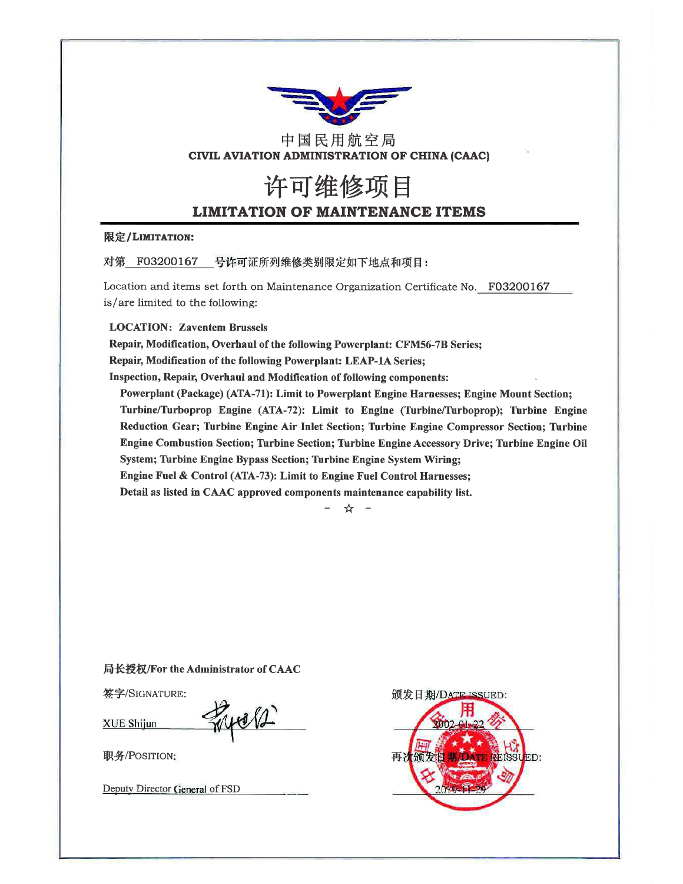中国民用航空局
**CIVIL AVIATION ADMINISTRATION OF CHINA (CAAC)**

# 许可维修项目
## LIMITATION OF MAINTENANCE ITEMS

**限定/LIMITATION:**

对第 F03200167 号许可证所列维修类别限定如下地点和项目：

Location and items set forth on Maintenance Organization Certificate No. F03200167 is/are limited to the following:

**LOCATION: Zaventem Brussels**

**Repair, Modification, Overhaul of the following Powerplant: CFM56-7B Series;**

**Repair, Modification of the following Powerplant: LEAP-1A Series;**

**Inspection, Repair, Overhaul and Modification of following components:**

**Powerplant (Package) (ATA-71): Limit to Powerplant Engine Harnesses; Engine Mount Section;**
**Turbine/Turboprop Engine (ATA-72): Limit to Engine (Turbine/Turboprop); Turbine Engine Reduction Gear; Turbine Engine Air Inlet Section; Turbine Engine Compressor Section; Turbine Engine Combustion Section; Turbine Section; Turbine Engine Accessory Drive; Turbine Engine Oil System; Turbine Engine Bypass Section; Turbine Engine System Wiring;**
**Engine Fuel & Control (ATA-73): Limit to Engine Fuel Control Harnesses;**
**Detail as listed in CAAC approved components maintenance capability list.**

\- ☆ -

**局长授权/For the Administrator of CAAC**

签字/SIGNATURE:

XUE Shijun

职务/POSITION:

Deputy Director General of FSD

颁发日期/DATE ISSUED:

2002-01-22

再次颁发日期/DATE REISSUED:

2019-11-29